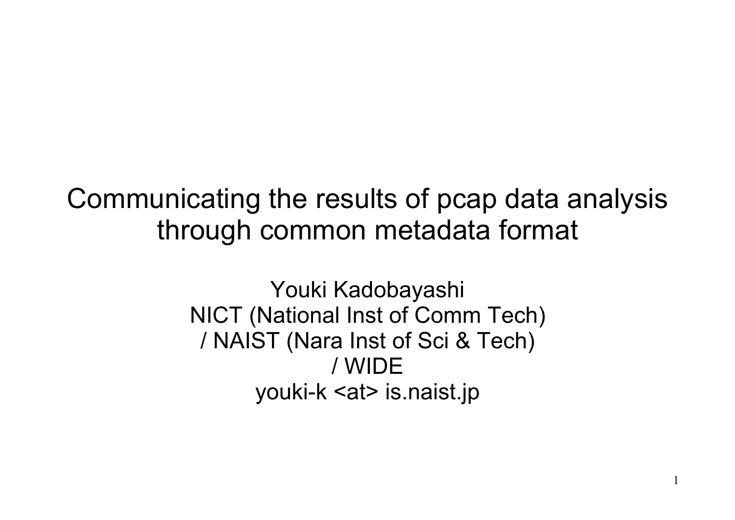# Communicating the results of pcap data analysis through common metadata format

Youki Kadobayashi
NICT (National Inst of Comm Tech)
/ NAIST (Nara Inst of Sci & Tech)
/ WIDE
youki-k <at> is.naist.jp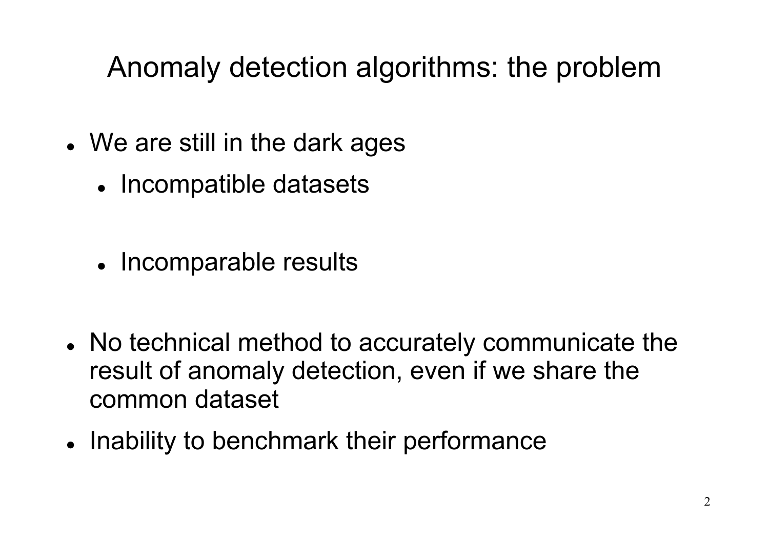# Anomaly detection algorithms: the problem

- We are still in the dark ages
  - Incompatible datasets
  - Incomparable results
- No technical method to accurately communicate the result of anomaly detection, even if we share the common dataset
- Inability to benchmark their performance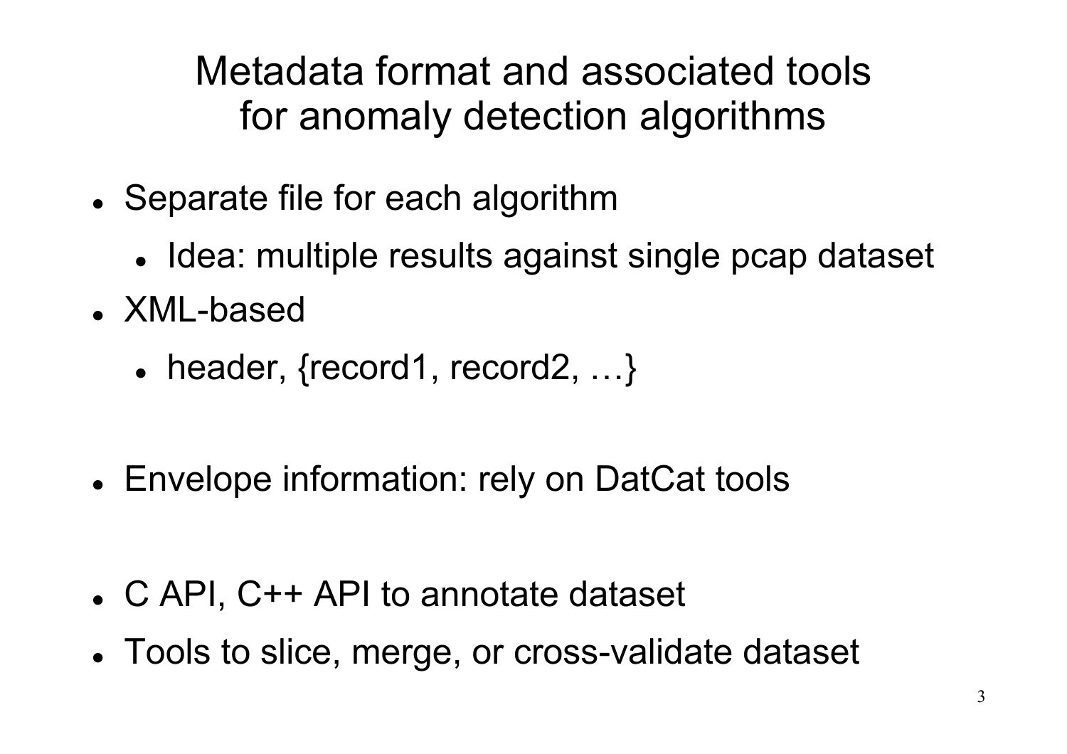# Metadata format and associated tools for anomaly detection algorithms

- Separate file for each algorithm
  - Idea: multiple results against single pcap dataset
- XML-based
  - header, {record1, record2, …}
- Envelope information: rely on DatCat tools
- C API, C++ API to annotate dataset
- Tools to slice, merge, or cross-validate dataset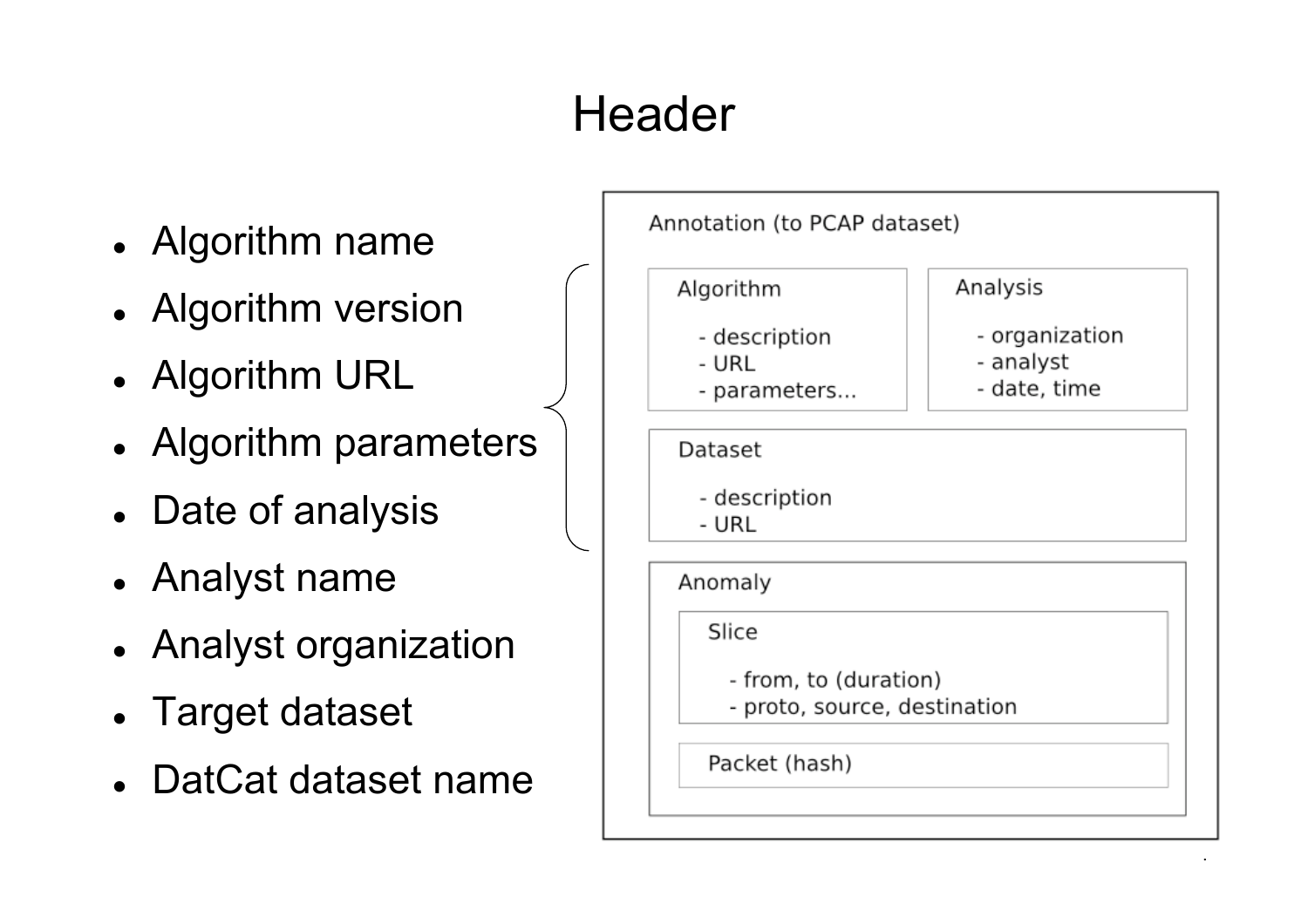# Header

- Algorithm name
- Algorithm version
- Algorithm URL
- Algorithm parameters
- Date of analysis
- Analyst name
- Analyst organization
- Target dataset
- DatCat dataset name

Annotation (to PCAP dataset)

Algorithm
- description
- URL
- parameters...

Analysis
- organization
- analyst
- date, time

Dataset
- description
- URL

Anomaly

Slice
- from, to (duration)
- proto, source, destination

Packet (hash)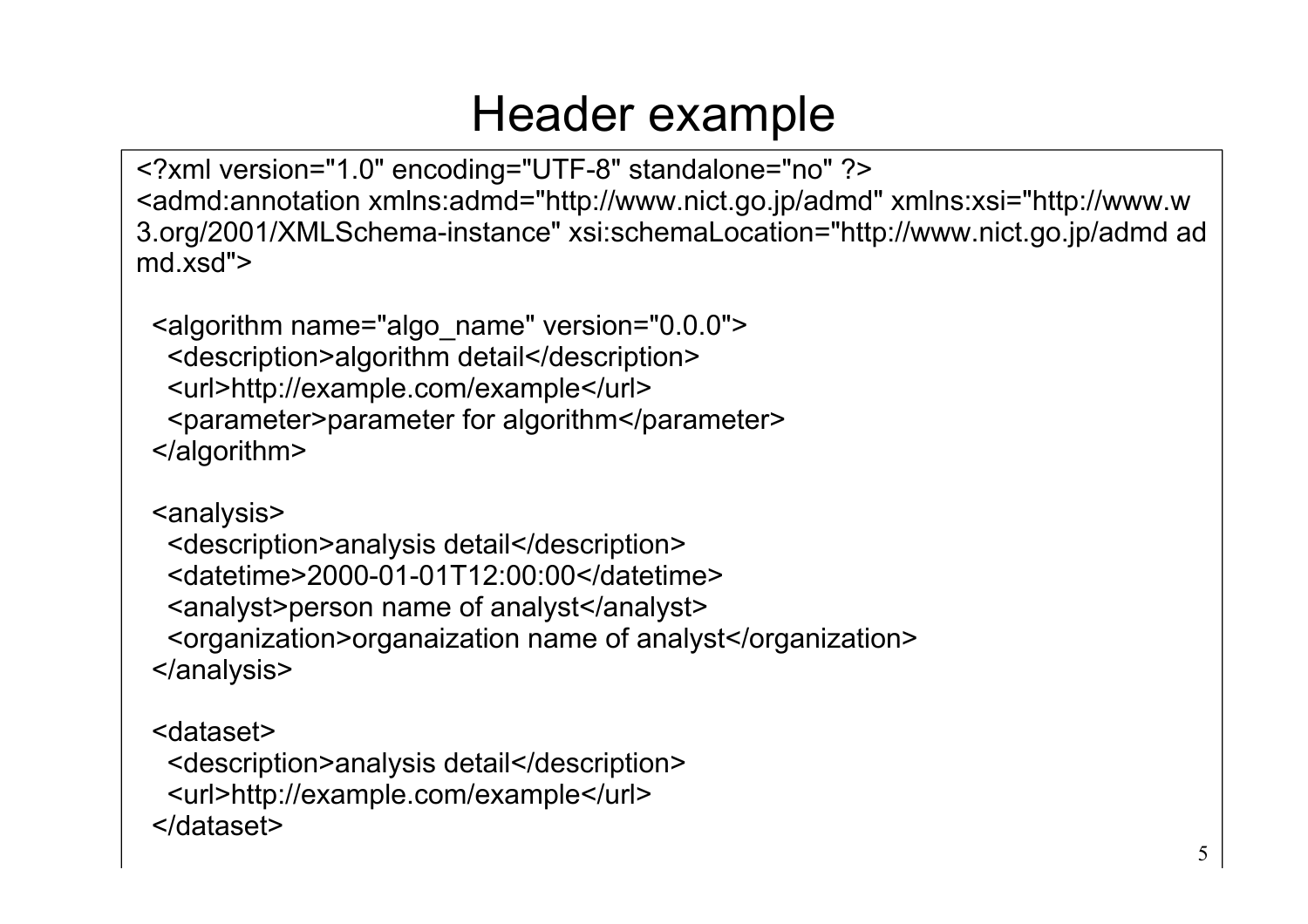# Header example

```
<?xml version="1.0" encoding="UTF-8" standalone="no" ?>
<admd:annotation xmlns:admd="http://www.nict.go.jp/admd" xmlns:xsi="http://www.w3.org/2001/XMLSchema-instance" xsi:schemaLocation="http://www.nict.go.jp/admd admd.xsd">

  <algorithm name="algo_name" version="0.0.0">
    <description>algorithm detail</description>
    <url>http://example.com/example</url>
    <parameter>parameter for algorithm</parameter>
  </algorithm>

  <analysis>
    <description>analysis detail</description>
    <datetime>2000-01-01T12:00:00</datetime>
    <analyst>person name of analyst</analyst>
    <organization>organaization name of analyst</organization>
  </analysis>

  <dataset>
    <description>analysis detail</description>
    <url>http://example.com/example</url>
  </dataset>
```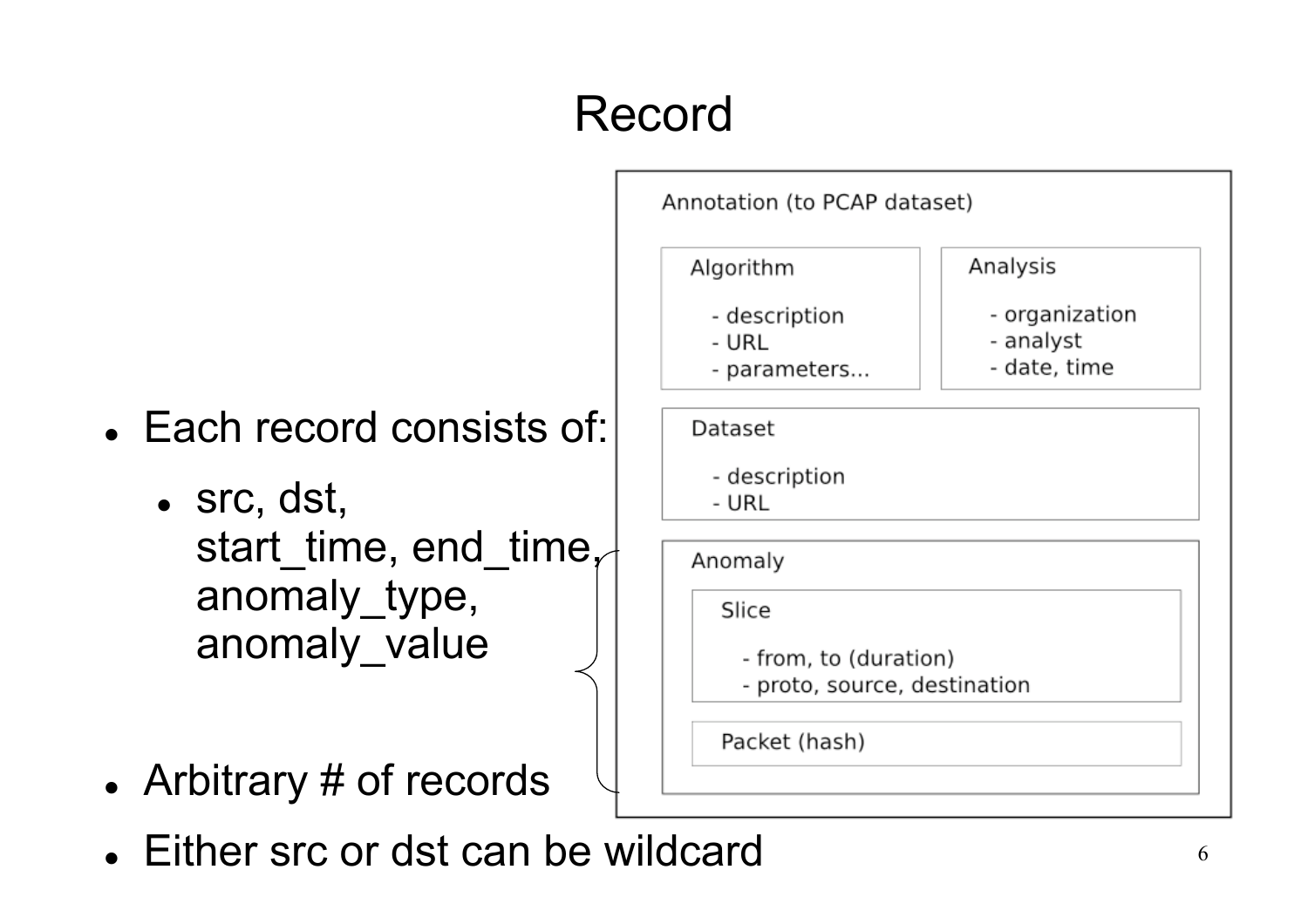# Record

- Each record consists of:
  - src, dst, start_time, end_time, anomaly_type, anomaly_value
- Arbitrary # of records
- Either src or dst can be wildcard

Annotation (to PCAP dataset)

Algorithm
- description
- URL
- parameters...

Analysis
- organization
- analyst
- date, time

Dataset
- description
- URL

Anomaly

Slice
- from, to (duration)
- proto, source, destination

Packet (hash)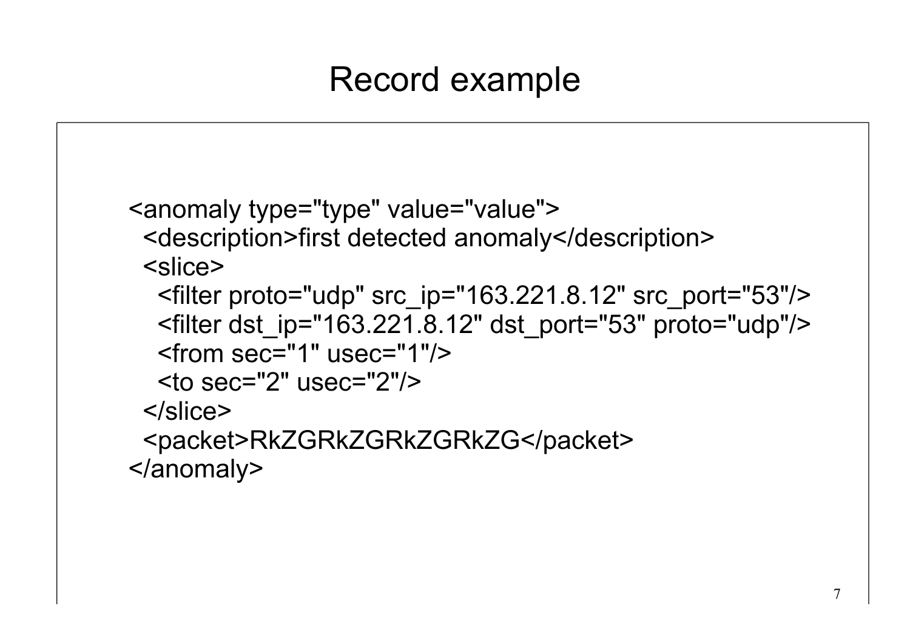# Record example

```
<anomaly type="type" value="value">
  <description>first detected anomaly</description>
  <slice>
    <filter proto="udp" src_ip="163.221.8.12" src_port="53"/>
    <filter dst_ip="163.221.8.12" dst_port="53" proto="udp"/>
    <from sec="1" usec="1"/>
    <to sec="2" usec="2"/>
  </slice>
  <packet>RkZGRkZGRkZGRkZG</packet>
</anomaly>
```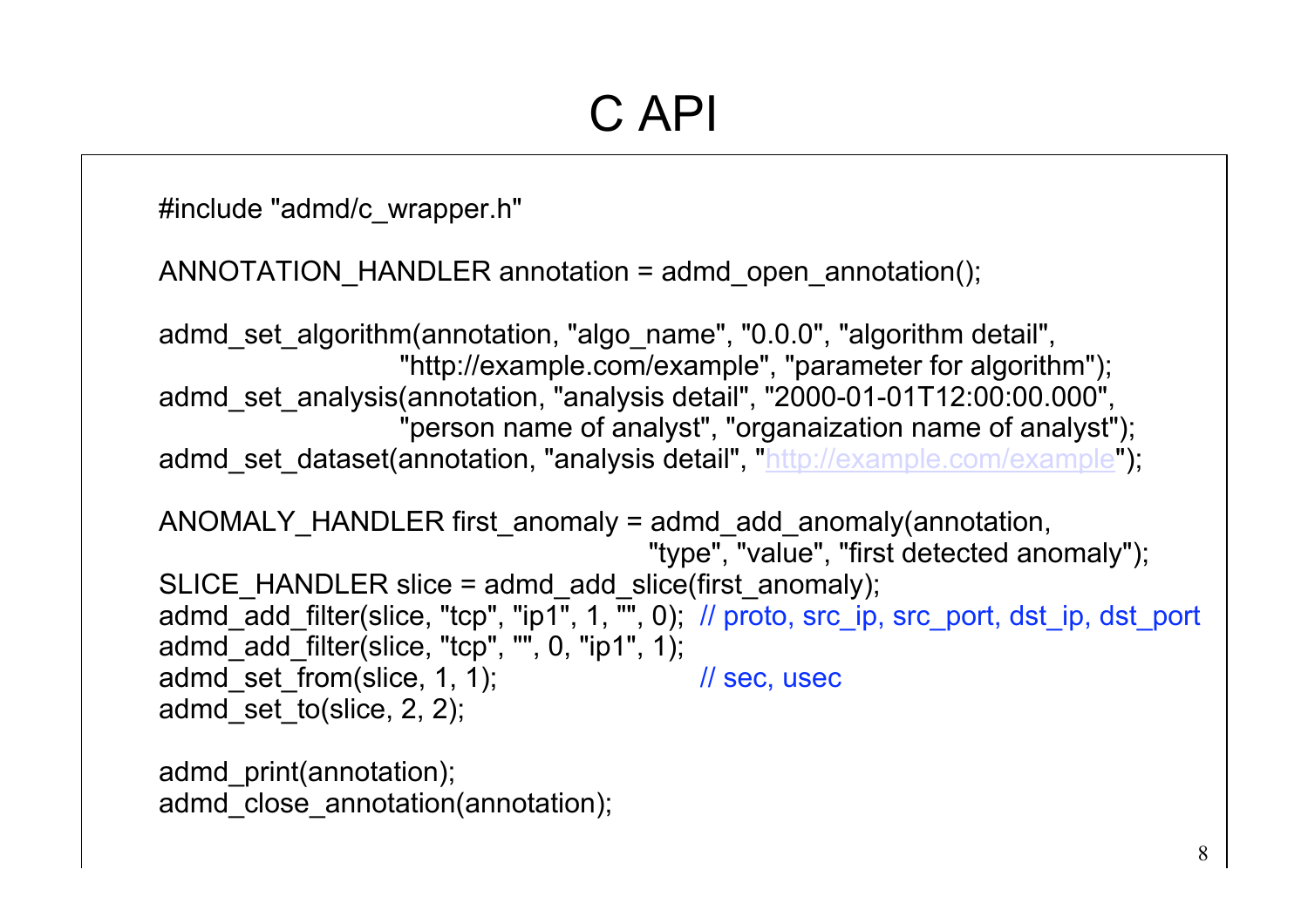# C API

```c
#include "admd/c_wrapper.h"

ANNOTATION_HANDLER annotation = admd_open_annotation();

admd_set_algorithm(annotation, "algo_name", "0.0.0", "algorithm detail",
                   "http://example.com/example", "parameter for algorithm");
admd_set_analysis(annotation, "analysis detail", "2000-01-01T12:00:00.000",
                   "person name of analyst", "organaization name of analyst");
admd_set_dataset(annotation, "analysis detail", "http://example.com/example");

ANOMALY_HANDLER first_anomaly = admd_add_anomaly(annotation,
                                     "type", "value", "first detected anomaly");
SLICE_HANDLER slice = admd_add_slice(first_anomaly);
admd_add_filter(slice, "tcp", "ip1", 1, "", 0);  // proto, src_ip, src_port, dst_ip, dst_port
admd_add_filter(slice, "tcp", "", 0, "ip1", 1);
admd_set_from(slice, 1, 1);                      // sec, usec
admd_set_to(slice, 2, 2);

admd_print(annotation);
admd_close_annotation(annotation);
```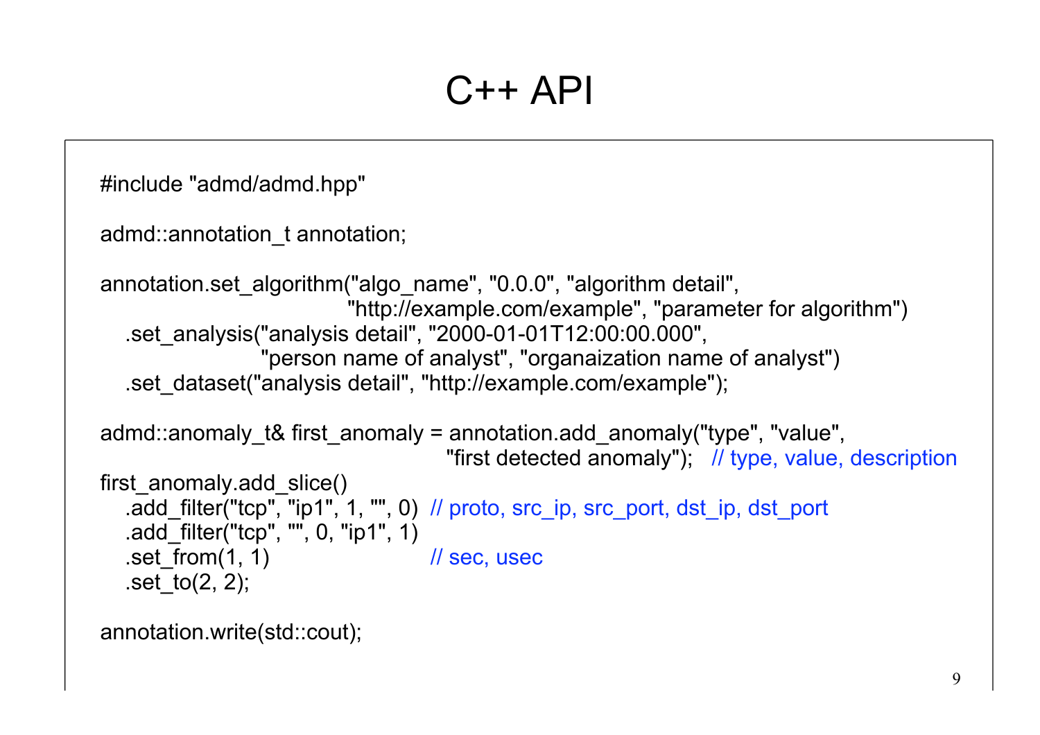# C++ API

```
#include "admd/admd.hpp"

admd::annotation_t annotation;

annotation.set_algorithm("algo_name", "0.0.0", "algorithm detail",
                         "http://example.com/example", "parameter for algorithm")
    .set_analysis("analysis detail", "2000-01-01T12:00:00.000",
                  "person name of analyst", "organaization name of analyst")
    .set_dataset("analysis detail", "http://example.com/example");

admd::anomaly_t& first_anomaly = annotation.add_anomaly("type", "value",
                                          "first detected anomaly");   // type, value, description
first_anomaly.add_slice()
    .add_filter("tcp", "ip1", 1, "", 0)  // proto, src_ip, src_port, dst_ip, dst_port
    .add_filter("tcp", "", 0, "ip1", 1)
    .set_from(1, 1)                      // sec, usec
    .set_to(2, 2);

annotation.write(std::cout);
```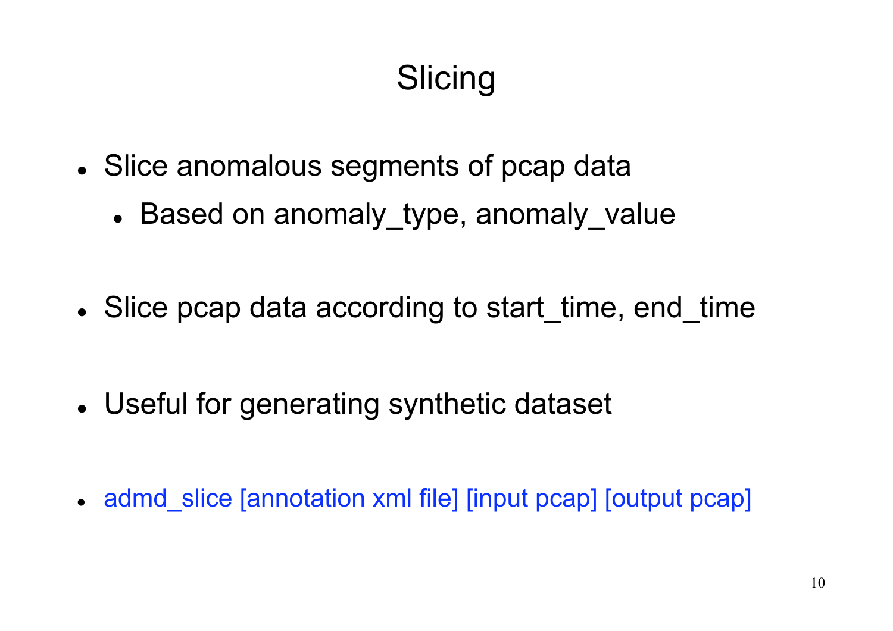# Slicing

- Slice anomalous segments of pcap data
  - Based on anomaly_type, anomaly_value
- Slice pcap data according to start_time, end_time
- Useful for generating synthetic dataset
- admd_slice [annotation xml file] [input pcap] [output pcap]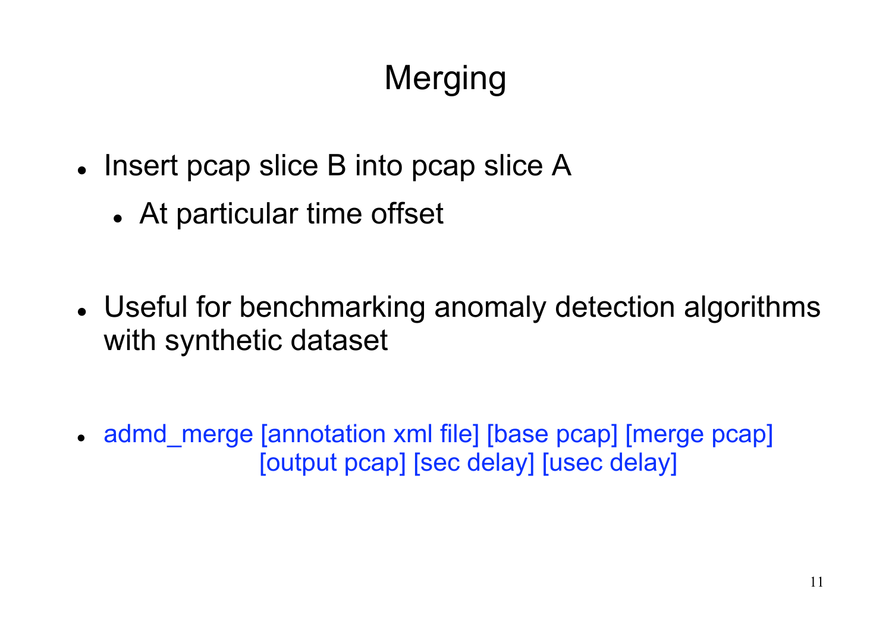# Merging

- Insert pcap slice B into pcap slice A
  - At particular time offset

- Useful for benchmarking anomaly detection algorithms with synthetic dataset

- admd_merge [annotation xml file] [base pcap] [merge pcap] [output pcap] [sec delay] [usec delay]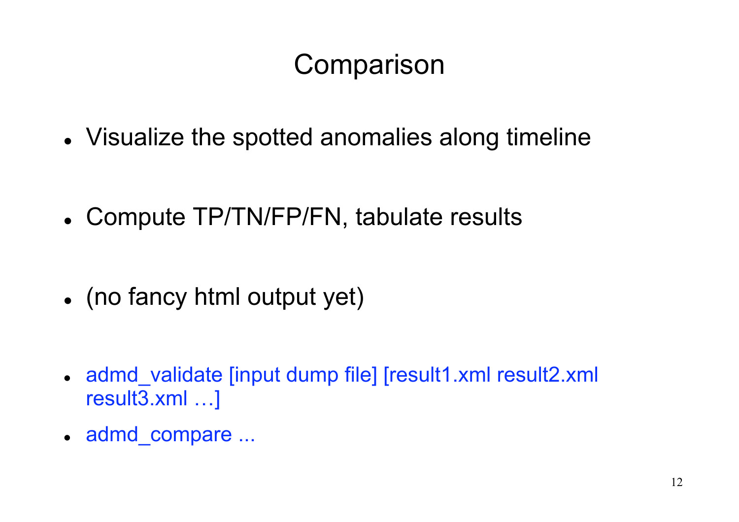# Comparison

- Visualize the spotted anomalies along timeline
- Compute TP/TN/FP/FN, tabulate results
- (no fancy html output yet)
- admd_validate [input dump file] [result1.xml result2.xml result3.xml …]
- admd_compare ...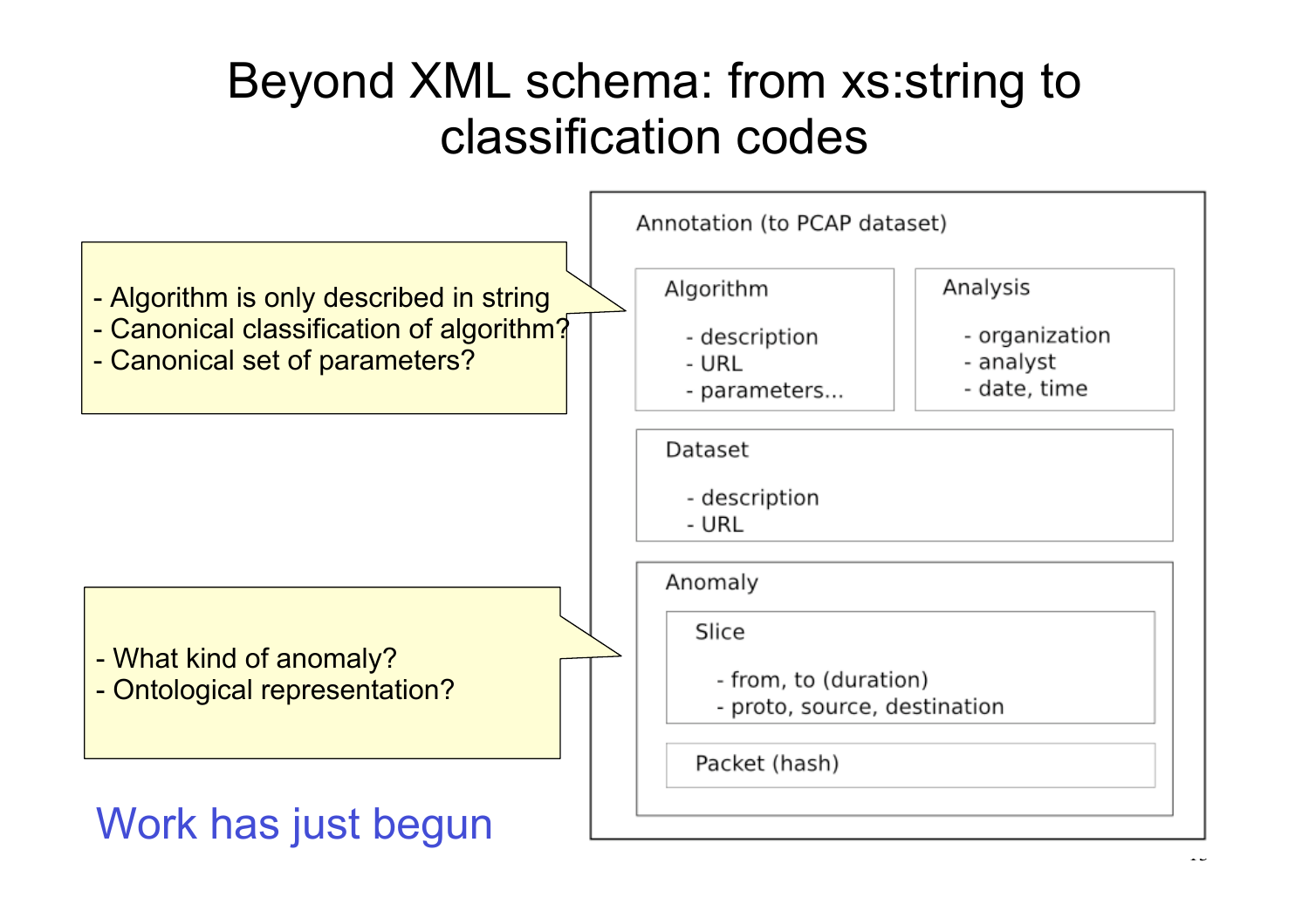# Beyond XML schema: from xs:string to classification codes

- Algorithm is only described in string
- Canonical classification of algorithm?
- Canonical set of parameters?

- What kind of anomaly?
- Ontological representation?

Work has just begun

Annotation (to PCAP dataset)

Algorithm
- description
- URL
- parameters...

Analysis
- organization
- analyst
- date, time

Dataset
- description
- URL

Anomaly

Slice
- from, to (duration)
- proto, source, destination

Packet (hash)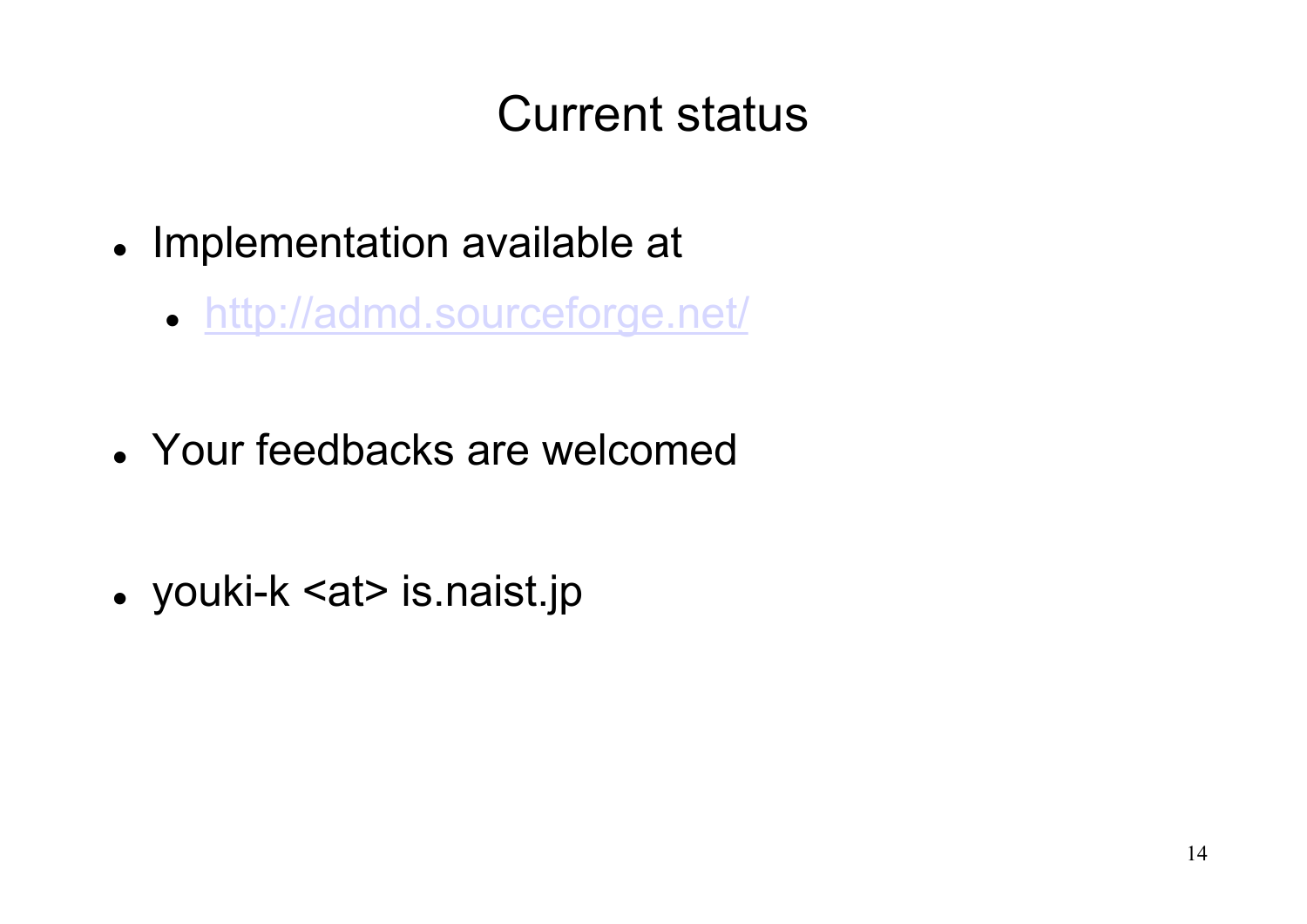# Current status

- Implementation available at
  - http://admd.sourceforge.net/
- Your feedbacks are welcomed
- youki-k <at> is.naist.jp